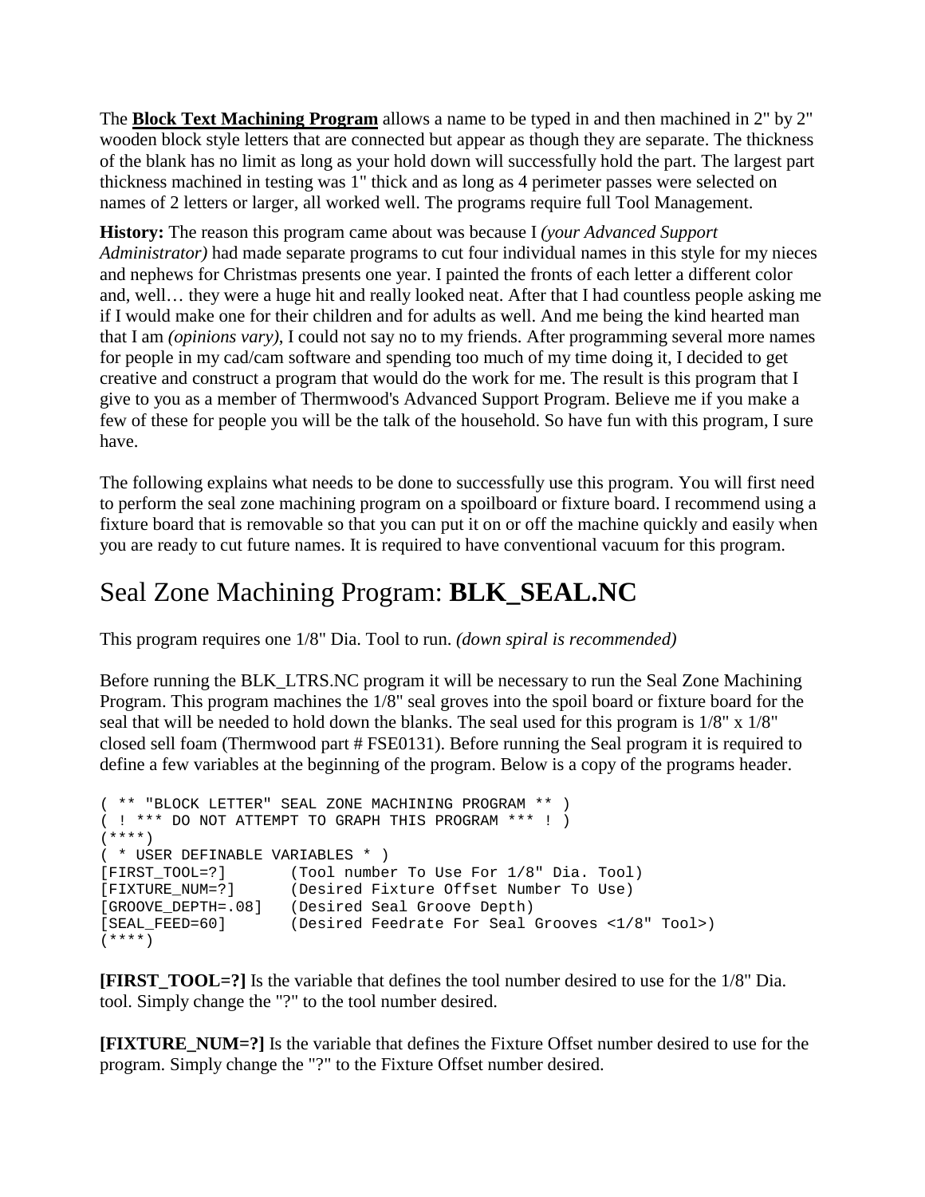The **Block Text Machining Program** allows a name to be typed in and then machined in 2" by 2" wooden block style letters that are connected but appear as though they are separate. The thickness of the blank has no limit as long as your hold down will successfully hold the part. The largest part thickness machined in testing was 1" thick and as long as 4 perimeter passes were selected on names of 2 letters or larger, all worked well. The programs require full Tool Management.

**History:** The reason this program came about was because I *(your Advanced Support Administrator)* had made separate programs to cut four individual names in this style for my nieces and nephews for Christmas presents one year. I painted the fronts of each letter a different color and, well… they were a huge hit and really looked neat. After that I had countless people asking me if I would make one for their children and for adults as well. And me being the kind hearted man that I am *(opinions vary)*, I could not say no to my friends. After programming several more names for people in my cad/cam software and spending too much of my time doing it, I decided to get creative and construct a program that would do the work for me. The result is this program that I give to you as a member of Thermwood's Advanced Support Program. Believe me if you make a few of these for people you will be the talk of the household. So have fun with this program, I sure have.

The following explains what needs to be done to successfully use this program. You will first need to perform the seal zone machining program on a spoilboard or fixture board. I recommend using a fixture board that is removable so that you can put it on or off the machine quickly and easily when you are ready to cut future names. It is required to have conventional vacuum for this program.

# Seal Zone Machining Program: **BLK_SEAL.NC**

This program requires one 1/8" Dia. Tool to run. *(down spiral is recommended)*

Before running the BLK_LTRS.NC program it will be necessary to run the Seal Zone Machining Program. This program machines the 1/8" seal groves into the spoil board or fixture board for the seal that will be needed to hold down the blanks. The seal used for this program is 1/8" x 1/8" closed sell foam (Thermwood part # FSE0131). Before running the Seal program it is required to define a few variables at the beginning of the program. Below is a copy of the programs header.

```
( ** "BLOCK LETTER" SEAL ZONE MACHINING PROGRAM ** )
( ! *** DO NOT ATTEMPT TO GRAPH THIS PROGRAM *** ! )
(****)
( * USER DEFINABLE VARIABLES * )
[FIRST_TOOL=?]       (Tool number To Use For 1/8" Dia. Tool)
[FIXTURE_NUM=?]      (Desired Fixture Offset Number To Use)
[GROOVE_DEPTH=.08]   (Desired Seal Groove Depth)
[SEAL_FEED=60]       (Desired Feedrate For Seal Grooves <1/8" Tool>)
(****)
```

**[FIRST_TOOL=?]** Is the variable that defines the tool number desired to use for the 1/8" Dia. tool. Simply change the "?" to the tool number desired.

**[FIXTURE_NUM=?]** Is the variable that defines the Fixture Offset number desired to use for the program. Simply change the "?" to the Fixture Offset number desired.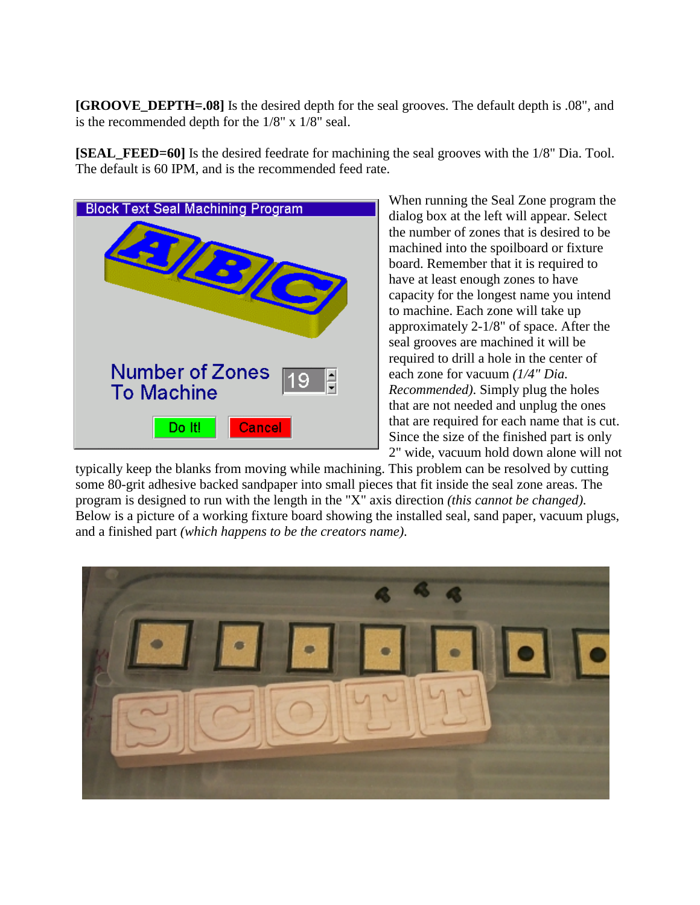**[GROOVE_DEPTH=.08]** Is the desired depth for the seal grooves. The default depth is .08", and is the recommended depth for the 1/8" x 1/8" seal.

**[SEAL_FEED=60]** Is the desired feedrate for machining the seal grooves with the 1/8" Dia. Tool. The default is 60 IPM, and is the recommended feed rate.

When running the Seal Zone program the dialog box at the left will appear. Select the number of zones that is desired to be machined into the spoilboard or fixture board. Remember that it is required to have at least enough zones to have capacity for the longest name you intend to machine. Each zone will take up approximately 2-1/8" of space. After the seal grooves are machined it will be required to drill a hole in the center of each zone for vacuum *(1/4" Dia. Recommended)*. Simply plug the holes that are not needed and unplug the ones that are required for each name that is cut. Since the size of the finished part is only 2" wide, vacuum hold down alone will not typically keep the blanks from moving while machining. This problem can be resolved by cutting some 80-grit adhesive backed sandpaper into small pieces that fit inside the seal zone areas. The program is designed to run with the length in the "X" axis direction *(this cannot be changed)*. Below is a picture of a working fixture board showing the installed seal, sand paper, vacuum plugs, and a finished part *(which happens to be the creators name)*.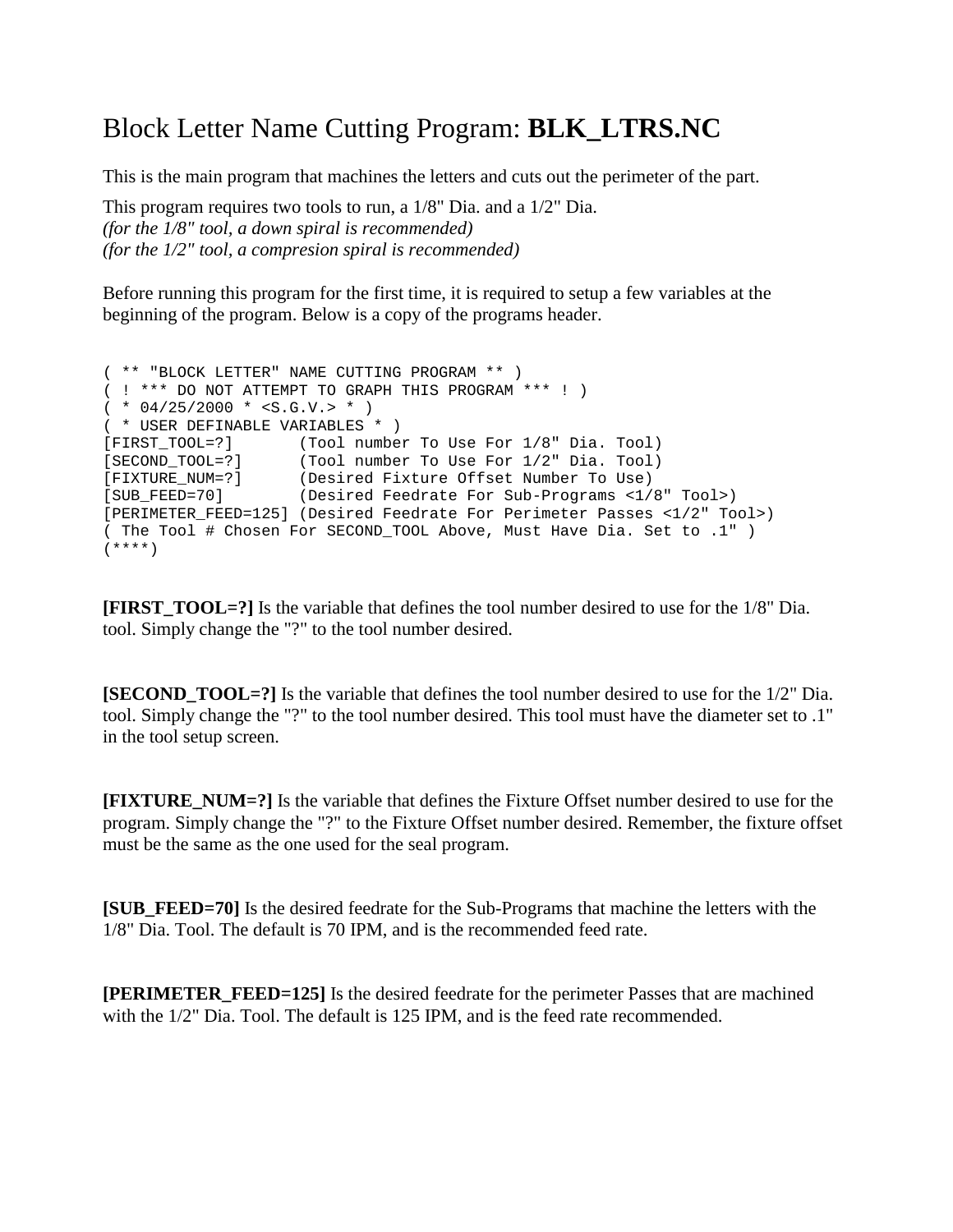# Block Letter Name Cutting Program: **BLK_LTRS.NC**

This is the main program that machines the letters and cuts out the perimeter of the part.

This program requires two tools to run, a 1/8" Dia. and a 1/2" Dia.
*(for the 1/8" tool, a down spiral is recommended)*
*(for the 1/2" tool, a compresion spiral is recommended)*

Before running this program for the first time, it is required to setup a few variables at the beginning of the program. Below is a copy of the programs header.

```
( ** "BLOCK LETTER" NAME CUTTING PROGRAM ** )
( ! *** DO NOT ATTEMPT TO GRAPH THIS PROGRAM *** ! )
( * 04/25/2000 * <S.G.V.> * )
( * USER DEFINABLE VARIABLES * )
[FIRST_TOOL=?]       (Tool number To Use For 1/8" Dia. Tool)
[SECOND_TOOL=?]      (Tool number To Use For 1/2" Dia. Tool)
[FIXTURE_NUM=?]      (Desired Fixture Offset Number To Use)
[SUB_FEED=70]        (Desired Feedrate For Sub-Programs <1/8" Tool>)
[PERIMETER_FEED=125] (Desired Feedrate For Perimeter Passes <1/2" Tool>)
( The Tool # Chosen For SECOND_TOOL Above, Must Have Dia. Set to .1" )
(****)
```

**[FIRST_TOOL=?]** Is the variable that defines the tool number desired to use for the 1/8" Dia. tool. Simply change the "?" to the tool number desired.

**[SECOND_TOOL=?]** Is the variable that defines the tool number desired to use for the 1/2" Dia. tool. Simply change the "?" to the tool number desired. This tool must have the diameter set to .1" in the tool setup screen.

**[FIXTURE_NUM=?]** Is the variable that defines the Fixture Offset number desired to use for the program. Simply change the "?" to the Fixture Offset number desired. Remember, the fixture offset must be the same as the one used for the seal program.

**[SUB_FEED=70]** Is the desired feedrate for the Sub-Programs that machine the letters with the 1/8" Dia. Tool. The default is 70 IPM, and is the recommended feed rate.

**[PERIMETER_FEED=125]** Is the desired feedrate for the perimeter Passes that are machined with the 1/2" Dia. Tool. The default is 125 IPM, and is the feed rate recommended.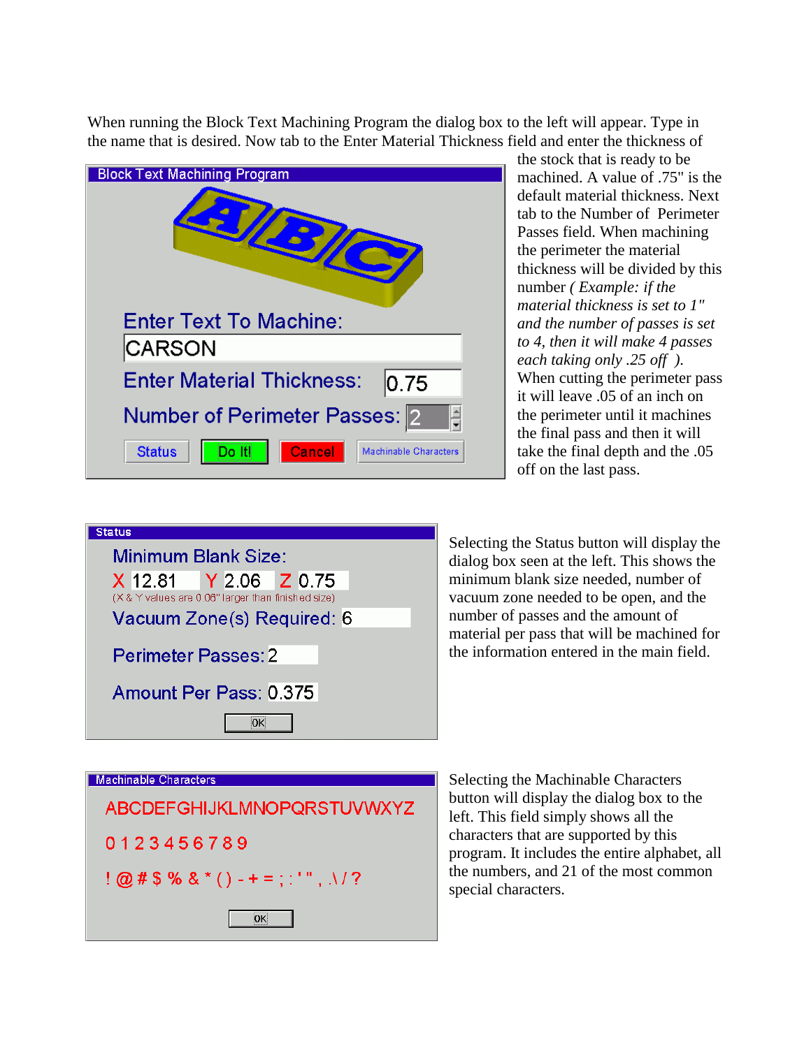When running the Block Text Machining Program the dialog box to the left will appear. Type in the name that is desired. Now tab to the Enter Material Thickness field and enter the thickness of the stock that is ready to be machined. A value of .75" is the default material thickness. Next tab to the Number of Perimeter Passes field. When machining the perimeter the material thickness will be divided by this number *( Example: if the material thickness is set to 1" and the number of passes is set to 4, then it will make 4 passes each taking only .25 off ).* When cutting the perimeter pass it will leave .05 of an inch on the perimeter until it machines the final pass and then it will take the final depth and the .05 off on the last pass.

**Block Text Machining Program**

Enter Text To Machine: CARSON

Enter Material Thickness: 0.75

Number of Perimeter Passes: 2

Status | Do It! | Cancel | Machinable Characters

Selecting the Status button will display the dialog box seen at the left. This shows the minimum blank size needed, number of vacuum zone needed to be open, and the number of passes and the amount of material per pass that will be machined for the information entered in the main field.

**Status**

Minimum Blank Size:

X 12.81 Y 2.06 Z 0.75

(X & Y values are 0.06" larger than finished size)

Vacuum Zone(s) Required: 6

Perimeter Passes: 2

Amount Per Pass: 0.375

OK

Selecting the Machinable Characters button will display the dialog box to the left. This field simply shows all the characters that are supported by this program. It includes the entire alphabet, all the numbers, and 21 of the most common special characters.

**Machinable Characters**

ABCDEFGHIJKLMNOPQRSTUVWXYZ

0 1 2 3 4 5 6 7 8 9

! @ # $ % & * ( ) - + = ; : ' " , . \ / ?

OK